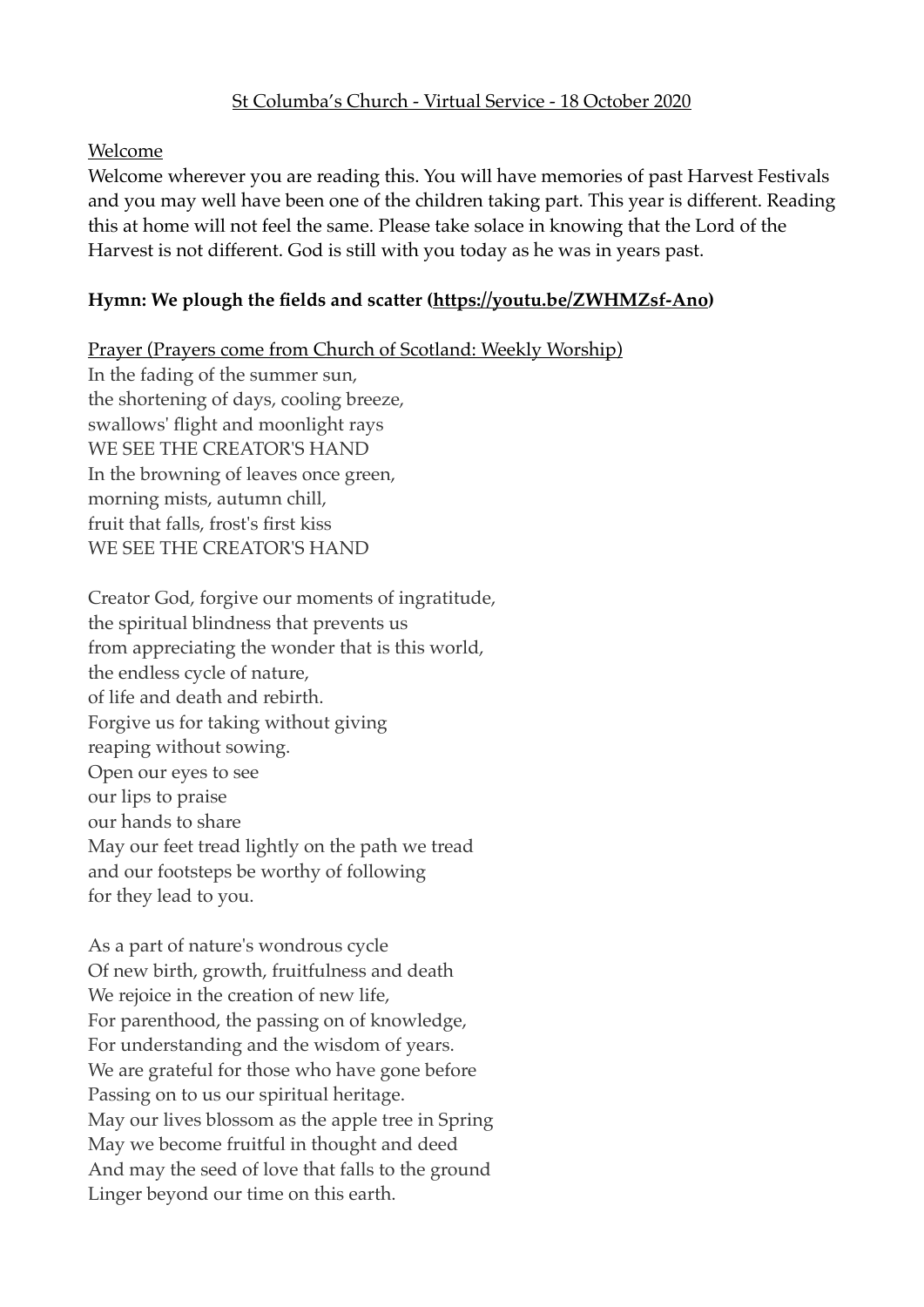St Columba's Church - Virtual Service - 18 October 2020

Welcome

Welcome wherever you are reading this. You will have memories of past Harvest Festivals and you may well have been one of the children taking part. This year is different. Reading this at home will not feel the same. Please take solace in knowing that the Lord of the Harvest is not different. God is still with you today as he was in years past.

**Hymn: We plough the fields and scatter (https://youtu.be/ZWHMZsf-Ano)**

Prayer (Prayers come from Church of Scotland: Weekly Worship)

In the fading of the summer sun,
the shortening of days, cooling breeze,
swallows' flight and moonlight rays
WE SEE THE CREATOR'S HAND
In the browning of leaves once green,
morning mists, autumn chill,
fruit that falls, frost's first kiss
WE SEE THE CREATOR'S HAND

Creator God, forgive our moments of ingratitude,
the spiritual blindness that prevents us
from appreciating the wonder that is this world,
the endless cycle of nature,
of life and death and rebirth.
Forgive us for taking without giving
reaping without sowing.
Open our eyes to see
our lips to praise
our hands to share
May our feet tread lightly on the path we tread
and our footsteps be worthy of following
for they lead to you.

As a part of nature's wondrous cycle
Of new birth, growth, fruitfulness and death
We rejoice in the creation of new life,
For parenthood, the passing on of knowledge,
For understanding and the wisdom of years.
We are grateful for those who have gone before
Passing on to us our spiritual heritage.
May our lives blossom as the apple tree in Spring
May we become fruitful in thought and deed
And may the seed of love that falls to the ground
Linger beyond our time on this earth.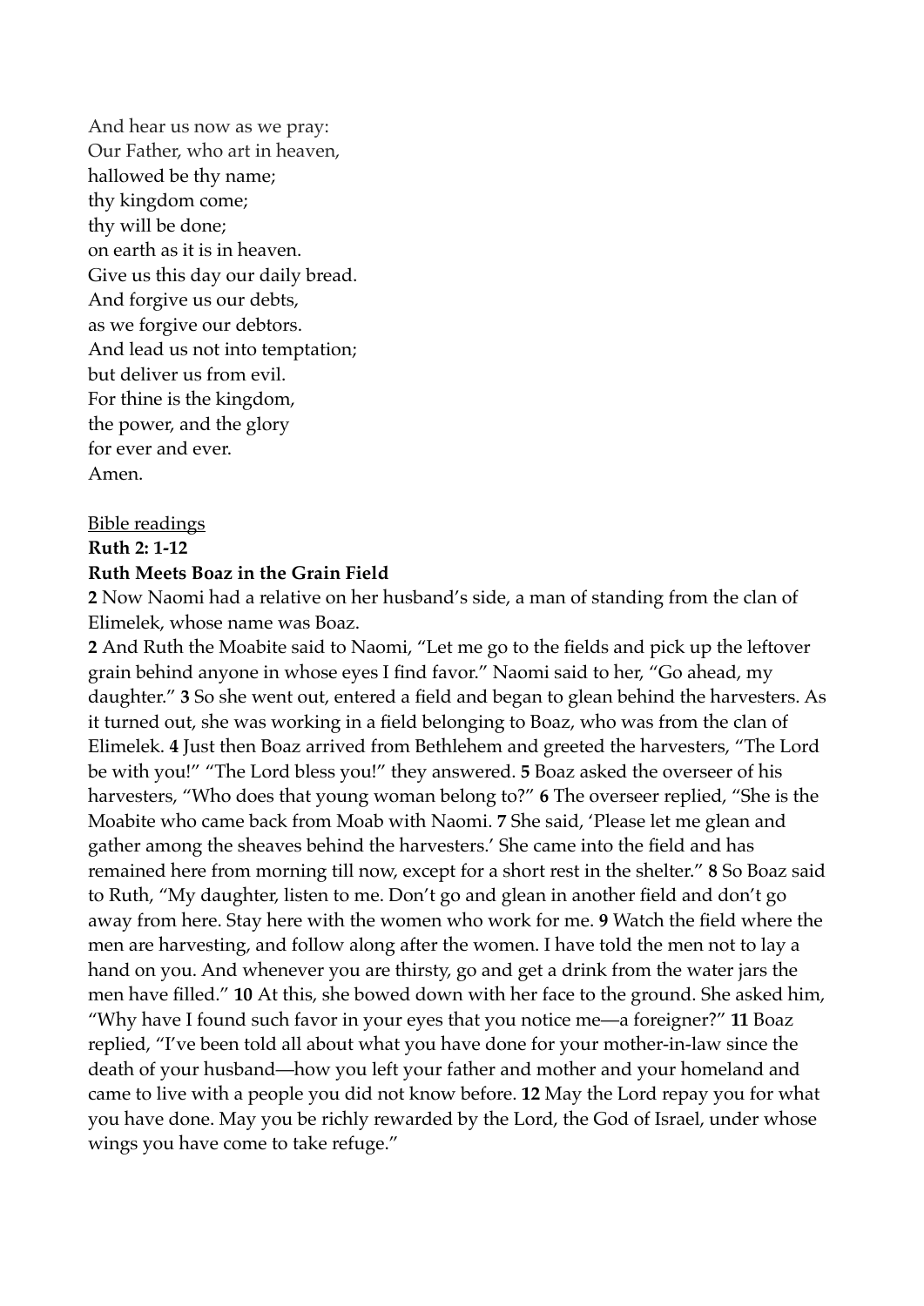And hear us now as we pray:
Our Father, who art in heaven,
hallowed be thy name;
thy kingdom come;
thy will be done;
on earth as it is in heaven.
Give us this day our daily bread.
And forgive us our debts,
as we forgive our debtors.
And lead us not into temptation;
but deliver us from evil.
For thine is the kingdom,
the power, and the glory
for ever and ever.
Amen.

<u>Bible readings</u>

**Ruth 2: 1-12**

**Ruth Meets Boaz in the Grain Field**

**2** Now Naomi had a relative on her husband's side, a man of standing from the clan of Elimelek, whose name was Boaz.

**2** And Ruth the Moabite said to Naomi, "Let me go to the fields and pick up the leftover grain behind anyone in whose eyes I find favor." Naomi said to her, "Go ahead, my daughter." **3** So she went out, entered a field and began to glean behind the harvesters. As it turned out, she was working in a field belonging to Boaz, who was from the clan of Elimelek. **4** Just then Boaz arrived from Bethlehem and greeted the harvesters, "The Lord be with you!" "The Lord bless you!" they answered. **5** Boaz asked the overseer of his harvesters, "Who does that young woman belong to?" **6** The overseer replied, "She is the Moabite who came back from Moab with Naomi. **7** She said, 'Please let me glean and gather among the sheaves behind the harvesters.' She came into the field and has remained here from morning till now, except for a short rest in the shelter." **8** So Boaz said to Ruth, "My daughter, listen to me. Don't go and glean in another field and don't go away from here. Stay here with the women who work for me. **9** Watch the field where the men are harvesting, and follow along after the women. I have told the men not to lay a hand on you. And whenever you are thirsty, go and get a drink from the water jars the men have filled." **10** At this, she bowed down with her face to the ground. She asked him, "Why have I found such favor in your eyes that you notice me—a foreigner?" **11** Boaz replied, "I've been told all about what you have done for your mother-in-law since the death of your husband—how you left your father and mother and your homeland and came to live with a people you did not know before. **12** May the Lord repay you for what you have done. May you be richly rewarded by the Lord, the God of Israel, under whose wings you have come to take refuge."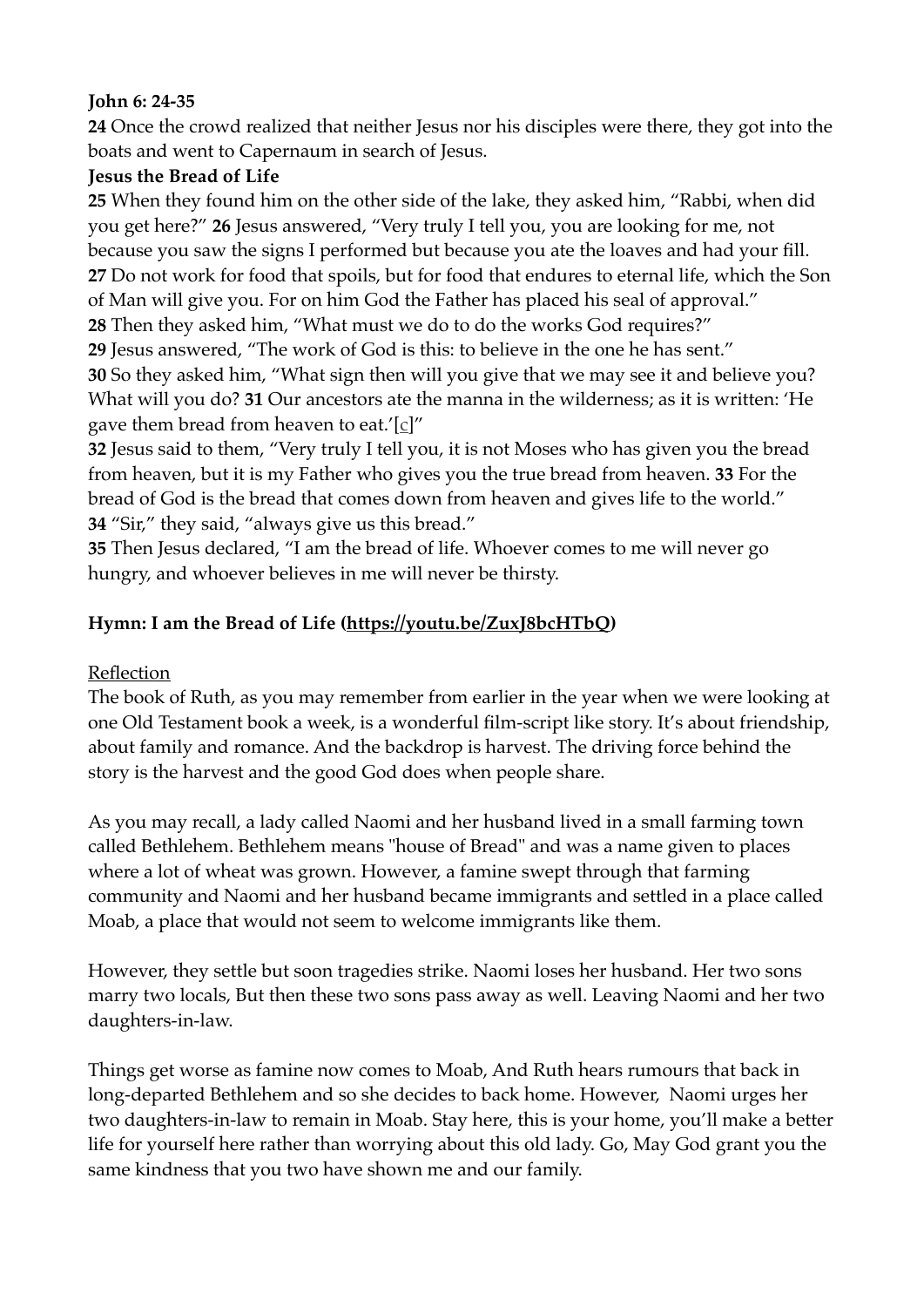**John 6: 24-35**

**24** Once the crowd realized that neither Jesus nor his disciples were there, they got into the boats and went to Capernaum in search of Jesus.

**Jesus the Bread of Life**

**25** When they found him on the other side of the lake, they asked him, "Rabbi, when did you get here?" **26** Jesus answered, "Very truly I tell you, you are looking for me, not because you saw the signs I performed but because you ate the loaves and had your fill. **27** Do not work for food that spoils, but for food that endures to eternal life, which the Son of Man will give you. For on him God the Father has placed his seal of approval."
**28** Then they asked him, "What must we do to do the works God requires?"
**29** Jesus answered, "The work of God is this: to believe in the one he has sent."
**30** So they asked him, "What sign then will you give that we may see it and believe you? What will you do? **31** Our ancestors ate the manna in the wilderness; as it is written: 'He gave them bread from heaven to eat.'[c]"
**32** Jesus said to them, "Very truly I tell you, it is not Moses who has given you the bread from heaven, but it is my Father who gives you the true bread from heaven. **33** For the bread of God is the bread that comes down from heaven and gives life to the world."
**34** "Sir," they said, "always give us this bread."
**35** Then Jesus declared, "I am the bread of life. Whoever comes to me will never go hungry, and whoever believes in me will never be thirsty.

**Hymn: I am the Bread of Life (https://youtu.be/ZuxJ8bcHTbQ)**

Reflection

The book of Ruth, as you may remember from earlier in the year when we were looking at one Old Testament book a week, is a wonderful film-script like story. It's about friendship, about family and romance. And the backdrop is harvest. The driving force behind the story is the harvest and the good God does when people share.

As you may recall, a lady called Naomi and her husband lived in a small farming town called Bethlehem. Bethlehem means "house of Bread" and was a name given to places where a lot of wheat was grown. However, a famine swept through that farming community and Naomi and her husband became immigrants and settled in a place called Moab, a place that would not seem to welcome immigrants like them.

However, they settle but soon tragedies strike. Naomi loses her husband. Her two sons marry two locals, But then these two sons pass away as well. Leaving Naomi and her two daughters-in-law.

Things get worse as famine now comes to Moab, And Ruth hears rumours that back in long-departed Bethlehem and so she decides to back home. However, Naomi urges her two daughters-in-law to remain in Moab. Stay here, this is your home, you'll make a better life for yourself here rather than worrying about this old lady. Go, May God grant you the same kindness that you two have shown me and our family.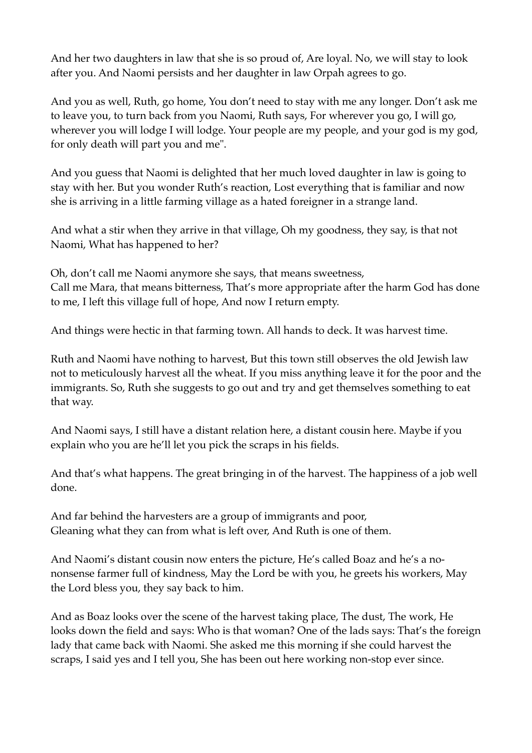And her two daughters in law that she is so proud of, Are loyal. No, we will stay to look after you. And Naomi persists and her daughter in law Orpah agrees to go.

And you as well, Ruth, go home, You don't need to stay with me any longer. Don't ask me to leave you, to turn back from you Naomi, Ruth says, For wherever you go, I will go, wherever you will lodge I will lodge. Your people are my people, and your god is my god, for only death will part you and me".

And you guess that Naomi is delighted that her much loved daughter in law is going to stay with her. But you wonder Ruth's reaction, Lost everything that is familiar and now she is arriving in a little farming village as a hated foreigner in a strange land.

And what a stir when they arrive in that village, Oh my goodness, they say, is that not Naomi, What has happened to her?

Oh, don't call me Naomi anymore she says, that means sweetness,
Call me Mara, that means bitterness, That's more appropriate after the harm God has done to me, I left this village full of hope, And now I return empty.

And things were hectic in that farming town. All hands to deck. It was harvest time.

Ruth and Naomi have nothing to harvest, But this town still observes the old Jewish law not to meticulously harvest all the wheat. If you miss anything leave it for the poor and the immigrants. So, Ruth she suggests to go out and try and get themselves something to eat that way.

And Naomi says, I still have a distant relation here, a distant cousin here. Maybe if you explain who you are he'll let you pick the scraps in his fields.

And that's what happens. The great bringing in of the harvest. The happiness of a job well done.

And far behind the harvesters are a group of immigrants and poor,
Gleaning what they can from what is left over, And Ruth is one of them.

And Naomi's distant cousin now enters the picture, He's called Boaz and he's a no-nonsense farmer full of kindness, May the Lord be with you, he greets his workers, May the Lord bless you, they say back to him.

And as Boaz looks over the scene of the harvest taking place, The dust, The work, He looks down the field and says: Who is that woman? One of the lads says: That's the foreign lady that came back with Naomi. She asked me this morning if she could harvest the scraps, I said yes and I tell you, She has been out here working non-stop ever since.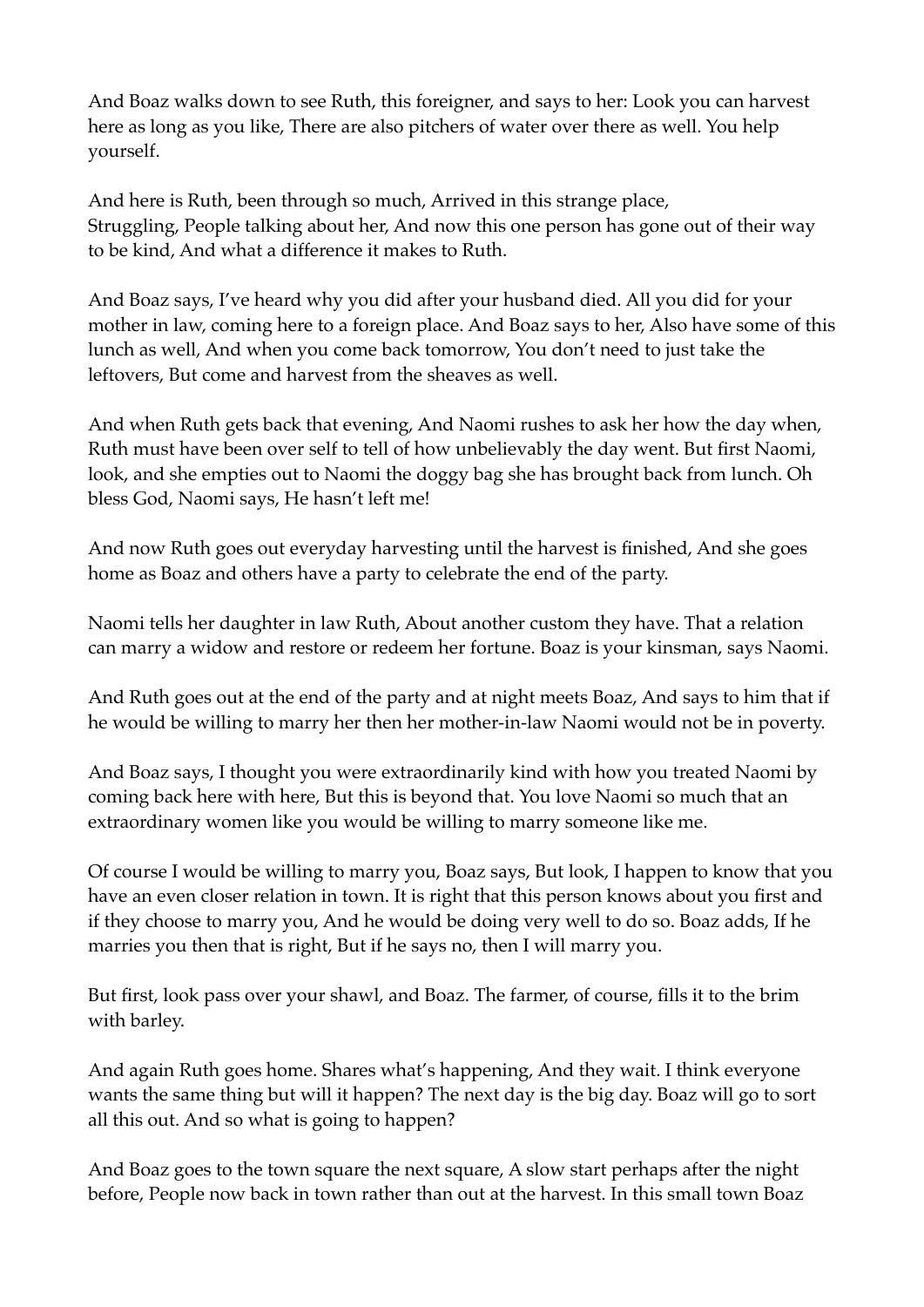And Boaz walks down to see Ruth, this foreigner, and says to her: Look you can harvest here as long as you like, There are also pitchers of water over there as well. You help yourself.

And here is Ruth, been through so much, Arrived in this strange place, Struggling, People talking about her, And now this one person has gone out of their way to be kind, And what a difference it makes to Ruth.

And Boaz says, I've heard why you did after your husband died. All you did for your mother in law, coming here to a foreign place. And Boaz says to her, Also have some of this lunch as well, And when you come back tomorrow, You don't need to just take the leftovers, But come and harvest from the sheaves as well.

And when Ruth gets back that evening, And Naomi rushes to ask her how the day when, Ruth must have been over self to tell of how unbelievably the day went. But first Naomi, look, and she empties out to Naomi the doggy bag she has brought back from lunch. Oh bless God, Naomi says, He hasn't left me!

And now Ruth goes out everyday harvesting until the harvest is finished, And she goes home as Boaz and others have a party to celebrate the end of the party.

Naomi tells her daughter in law Ruth, About another custom they have. That a relation can marry a widow and restore or redeem her fortune. Boaz is your kinsman, says Naomi.

And Ruth goes out at the end of the party and at night meets Boaz, And says to him that if he would be willing to marry her then her mother-in-law Naomi would not be in poverty.

And Boaz says, I thought you were extraordinarily kind with how you treated Naomi by coming back here with here, But this is beyond that. You love Naomi so much that an extraordinary women like you would be willing to marry someone like me.

Of course I would be willing to marry you, Boaz says, But look, I happen to know that you have an even closer relation in town. It is right that this person knows about you first and if they choose to marry you, And he would be doing very well to do so. Boaz adds, If he marries you then that is right, But if he says no, then I will marry you.

But first, look pass over your shawl, and Boaz. The farmer, of course, fills it to the brim with barley.

And again Ruth goes home. Shares what's happening, And they wait. I think everyone wants the same thing but will it happen? The next day is the big day. Boaz will go to sort all this out. And so what is going to happen?

And Boaz goes to the town square the next square, A slow start perhaps after the night before, People now back in town rather than out at the harvest. In this small town Boaz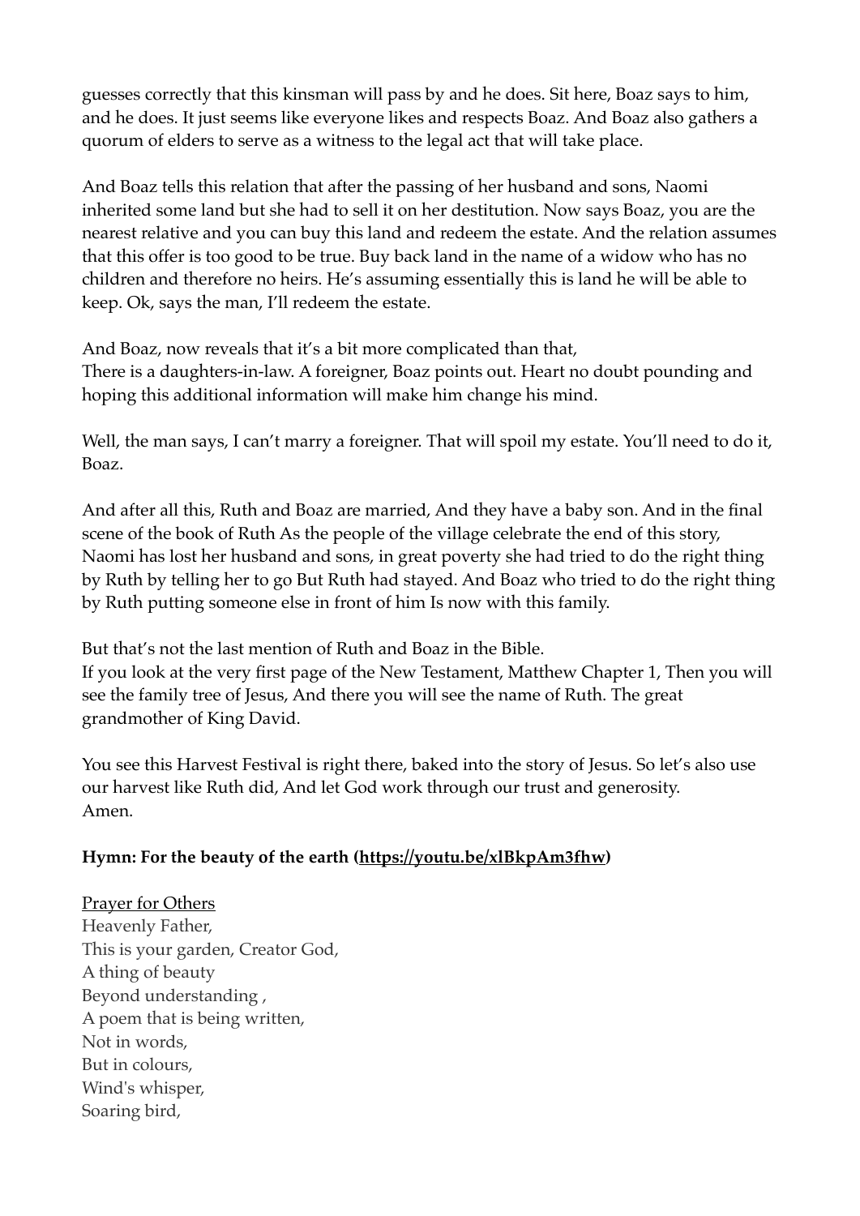guesses correctly that this kinsman will pass by and he does. Sit here, Boaz says to him, and he does. It just seems like everyone likes and respects Boaz. And Boaz also gathers a quorum of elders to serve as a witness to the legal act that will take place.

And Boaz tells this relation that after the passing of her husband and sons, Naomi inherited some land but she had to sell it on her destitution. Now says Boaz, you are the nearest relative and you can buy this land and redeem the estate. And the relation assumes that this offer is too good to be true. Buy back land in the name of a widow who has no children and therefore no heirs. He's assuming essentially this is land he will be able to keep. Ok, says the man, I'll redeem the estate.

And Boaz, now reveals that it's a bit more complicated than that,
There is a daughters-in-law. A foreigner, Boaz points out. Heart no doubt pounding and hoping this additional information will make him change his mind.

Well, the man says, I can't marry a foreigner. That will spoil my estate. You'll need to do it, Boaz.

And after all this, Ruth and Boaz are married, And they have a baby son. And in the final scene of the book of Ruth As the people of the village celebrate the end of this story, Naomi has lost her husband and sons, in great poverty she had tried to do the right thing by Ruth by telling her to go But Ruth had stayed. And Boaz who tried to do the right thing by Ruth putting someone else in front of him Is now with this family.

But that's not the last mention of Ruth and Boaz in the Bible.
If you look at the very first page of the New Testament, Matthew Chapter 1, Then you will see the family tree of Jesus, And there you will see the name of Ruth. The great grandmother of King David.

You see this Harvest Festival is right there, baked into the story of Jesus. So let's also use our harvest like Ruth did, And let God work through our trust and generosity.
Amen.

**Hymn: For the beauty of the earth (https://youtu.be/xlBkpAm3fhw)**

Prayer for Others
Heavenly Father,
This is your garden, Creator God,
A thing of beauty
Beyond understanding ,
A poem that is being written,
Not in words,
But in colours,
Wind's whisper,
Soaring bird,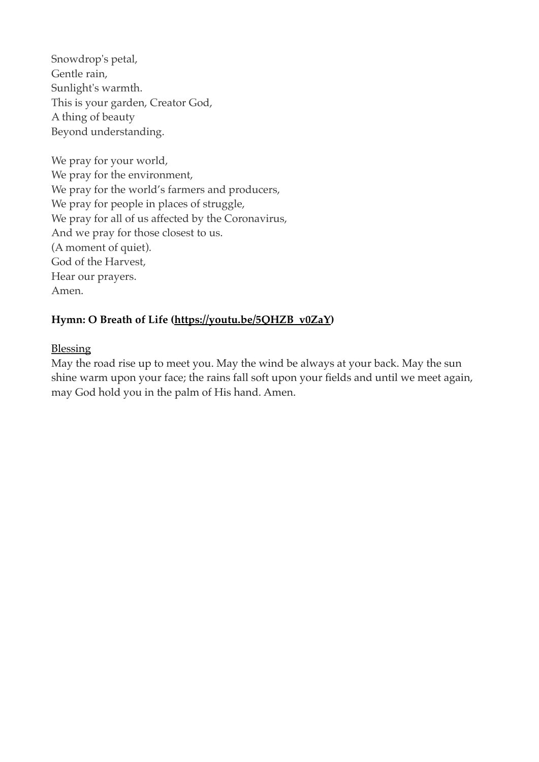Snowdrop's petal,  
Gentle rain,  
Sunlight's warmth.  
This is your garden, Creator God,  
A thing of beauty  
Beyond understanding.

We pray for your world,  
We pray for the environment,  
We pray for the world's farmers and producers,  
We pray for people in places of struggle,  
We pray for all of us affected by the Coronavirus,  
And we pray for those closest to us.  
(A moment of quiet).  
God of the Harvest,  
Hear our prayers.  
Amen.

**Hymn: O Breath of Life (https://youtu.be/5QHZB_v0ZaY)**

Blessing

May the road rise up to meet you. May the wind be always at your back. May the sun shine warm upon your face; the rains fall soft upon your fields and until we meet again, may God hold you in the palm of His hand. Amen.